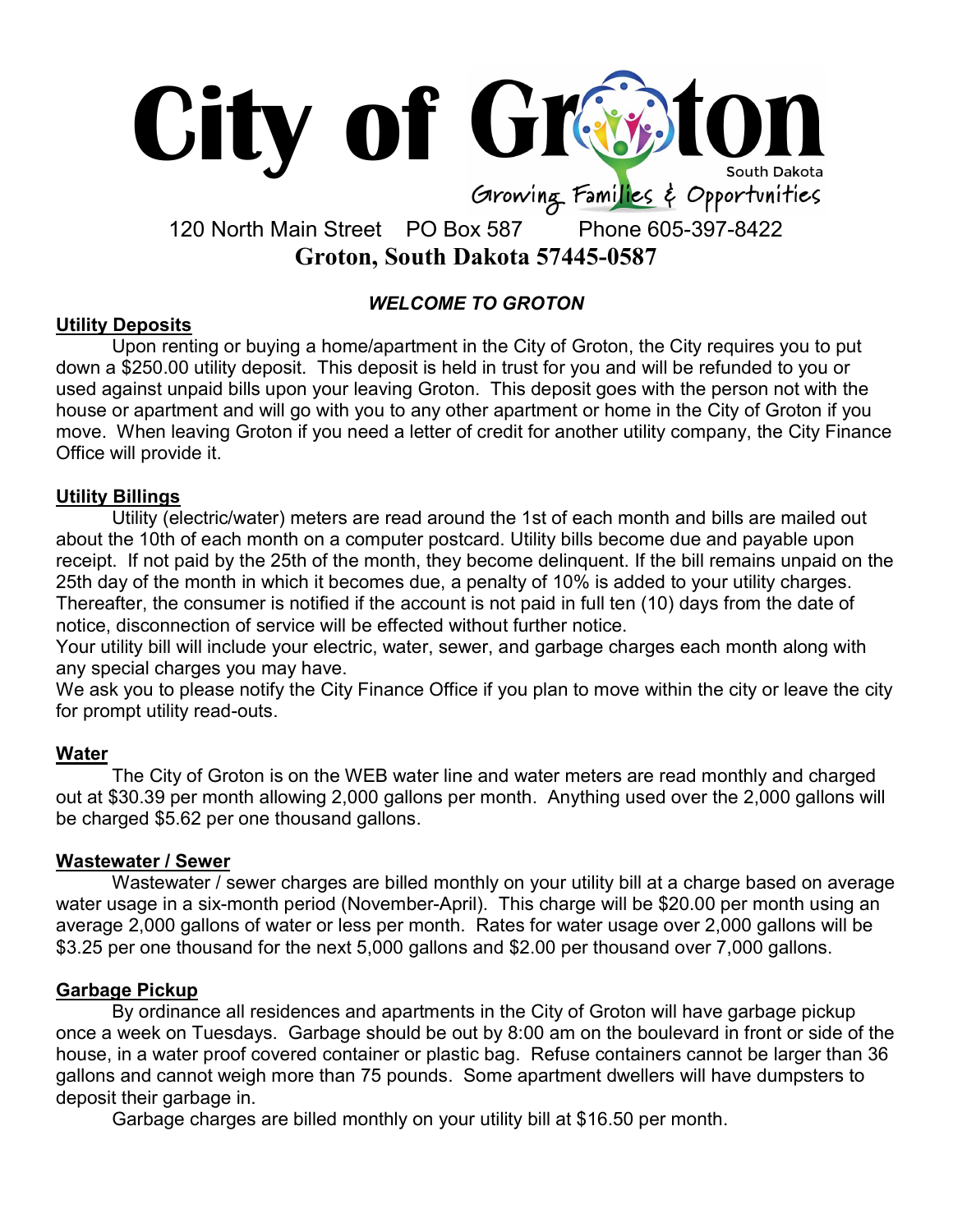# City of Groton

South Dakota

Growing Families & Opportunities

120 North Main Street PO Box 587 Phone 605-397-8422

**Groton, South Dakota 57445-0587**

***WELCOME TO GROTON***

## Utility Deposits

Upon renting or buying a home/apartment in the City of Groton, the City requires you to put down a $250.00 utility deposit. This deposit is held in trust for you and will be refunded to you or used against unpaid bills upon your leaving Groton. This deposit goes with the person not with the house or apartment and will go with you to any other apartment or home in the City of Groton if you move. When leaving Groton if you need a letter of credit for another utility company, the City Finance Office will provide it.

## Utility Billings

Utility (electric/water) meters are read around the 1st of each month and bills are mailed out about the 10th of each month on a computer postcard. Utility bills become due and payable upon receipt. If not paid by the 25th of the month, they become delinquent. If the bill remains unpaid on the 25th day of the month in which it becomes due, a penalty of 10% is added to your utility charges. Thereafter, the consumer is notified if the account is not paid in full ten (10) days from the date of notice, disconnection of service will be effected without further notice.

Your utility bill will include your electric, water, sewer, and garbage charges each month along with any special charges you may have.

We ask you to please notify the City Finance Office if you plan to move within the city or leave the city for prompt utility read-outs.

## Water

The City of Groton is on the WEB water line and water meters are read monthly and charged out at $30.39 per month allowing 2,000 gallons per month. Anything used over the 2,000 gallons will be charged $5.62 per one thousand gallons.

## Wastewater / Sewer

Wastewater / sewer charges are billed monthly on your utility bill at a charge based on average water usage in a six-month period (November-April). This charge will be $20.00 per month using an average 2,000 gallons of water or less per month. Rates for water usage over 2,000 gallons will be $3.25 per one thousand for the next 5,000 gallons and $2.00 per thousand over 7,000 gallons.

## Garbage Pickup

By ordinance all residences and apartments in the City of Groton will have garbage pickup once a week on Tuesdays. Garbage should be out by 8:00 am on the boulevard in front or side of the house, in a water proof covered container or plastic bag. Refuse containers cannot be larger than 36 gallons and cannot weigh more than 75 pounds. Some apartment dwellers will have dumpsters to deposit their garbage in.

Garbage charges are billed monthly on your utility bill at $16.50 per month.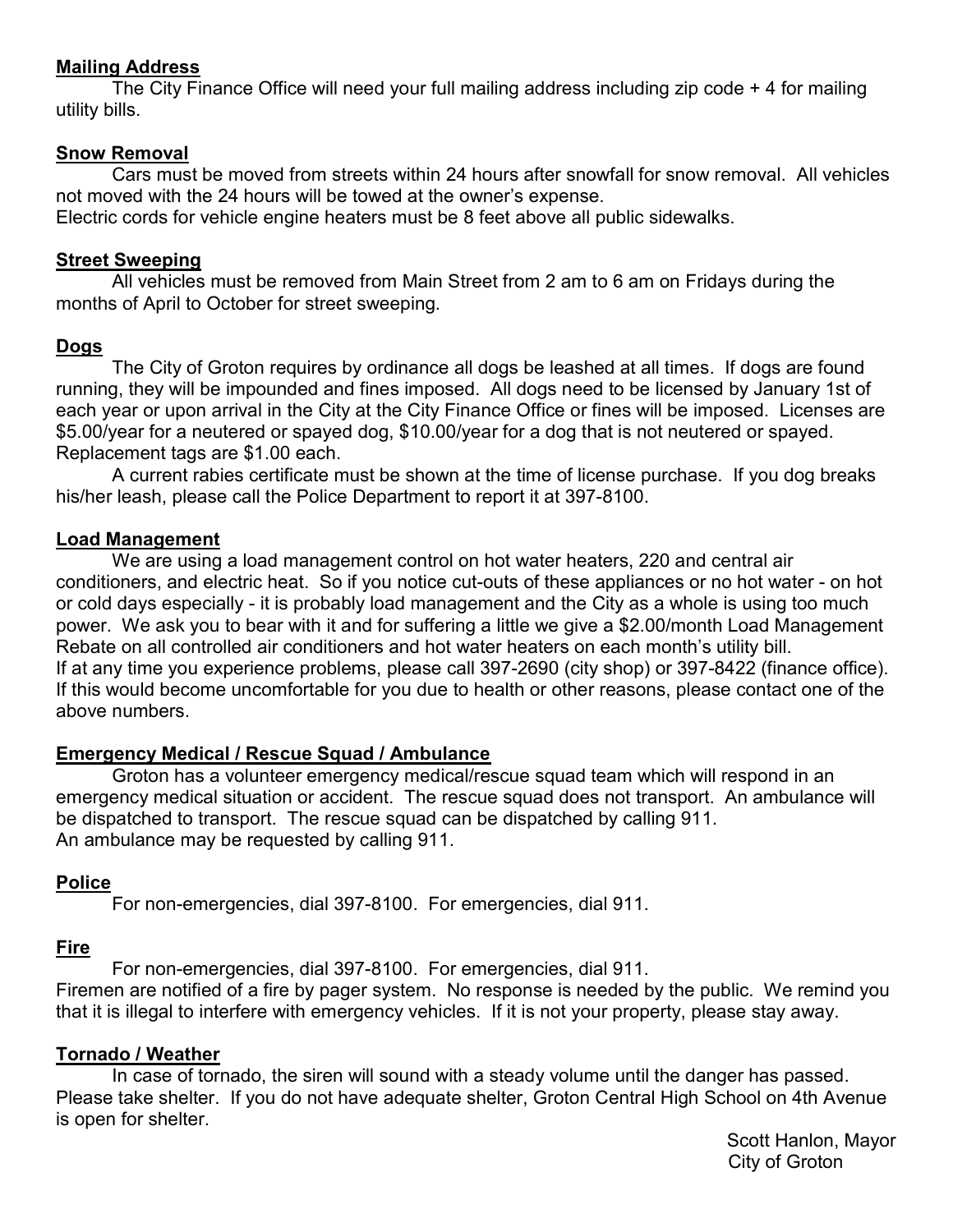**Mailing Address**

The City Finance Office will need your full mailing address including zip code + 4 for mailing utility bills.

**Snow Removal**

Cars must be moved from streets within 24 hours after snowfall for snow removal. All vehicles not moved with the 24 hours will be towed at the owner's expense.
Electric cords for vehicle engine heaters must be 8 feet above all public sidewalks.

**Street Sweeping**

All vehicles must be removed from Main Street from 2 am to 6 am on Fridays during the months of April to October for street sweeping.

**Dogs**

The City of Groton requires by ordinance all dogs be leashed at all times. If dogs are found running, they will be impounded and fines imposed. All dogs need to be licensed by January 1st of each year or upon arrival in the City at the City Finance Office or fines will be imposed. Licenses are $5.00/year for a neutered or spayed dog, $10.00/year for a dog that is not neutered or spayed. Replacement tags are $1.00 each.

A current rabies certificate must be shown at the time of license purchase. If you dog breaks his/her leash, please call the Police Department to report it at 397-8100.

**Load Management**

We are using a load management control on hot water heaters, 220 and central air conditioners, and electric heat. So if you notice cut-outs of these appliances or no hot water - on hot or cold days especially - it is probably load management and the City as a whole is using too much power. We ask you to bear with it and for suffering a little we give a $2.00/month Load Management Rebate on all controlled air conditioners and hot water heaters on each month's utility bill.
If at any time you experience problems, please call 397-2690 (city shop) or 397-8422 (finance office). If this would become uncomfortable for you due to health or other reasons, please contact one of the above numbers.

**Emergency Medical / Rescue Squad / Ambulance**

Groton has a volunteer emergency medical/rescue squad team which will respond in an emergency medical situation or accident. The rescue squad does not transport. An ambulance will be dispatched to transport. The rescue squad can be dispatched by calling 911.
An ambulance may be requested by calling 911.

**Police**

For non-emergencies, dial 397-8100. For emergencies, dial 911.

**Fire**

For non-emergencies, dial 397-8100. For emergencies, dial 911.
Firemen are notified of a fire by pager system. No response is needed by the public. We remind you that it is illegal to interfere with emergency vehicles. If it is not your property, please stay away.

**Tornado / Weather**

In case of tornado, the siren will sound with a steady volume until the danger has passed. Please take shelter. If you do not have adequate shelter, Groton Central High School on 4th Avenue is open for shelter.

Scott Hanlon, Mayor
City of Groton